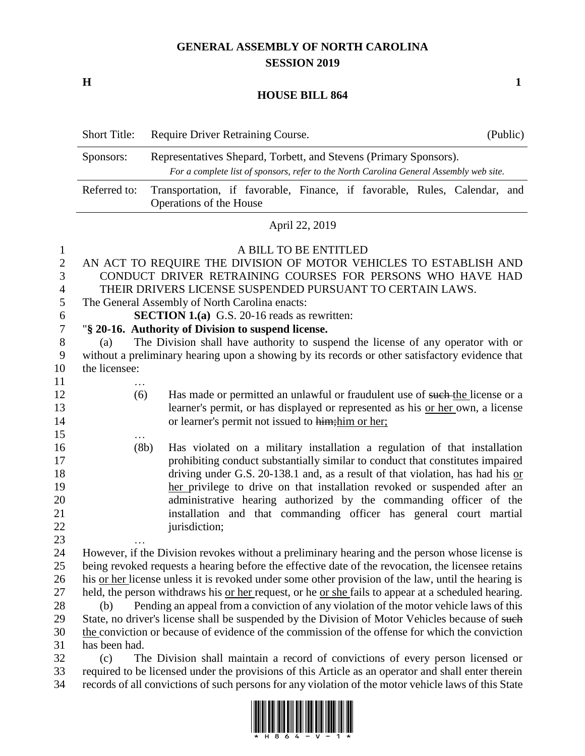# GENERAL ASSEMBLY OF NORTH CAROLINA
## SESSION 2019

**H** **1**

## HOUSE BILL 864

| | | |
|---|---|---|
| Short Title: | Require Driver Retraining Course. | (Public) |
| Sponsors: | Representatives Shepard, Torbett, and Stevens (Primary Sponsors). *For a complete list of sponsors, refer to the North Carolina General Assembly web site.* | |
| Referred to: | Transportation, if favorable, Finance, if favorable, Rules, Calendar, and Operations of the House | |

April 22, 2019

A BILL TO BE ENTITLED

AN ACT TO REQUIRE THE DIVISION OF MOTOR VEHICLES TO ESTABLISH AND CONDUCT DRIVER RETRAINING COURSES FOR PERSONS WHO HAVE HAD THEIR DRIVERS LICENSE SUSPENDED PURSUANT TO CERTAIN LAWS.

The General Assembly of North Carolina enacts:

**SECTION 1.(a)** G.S. 20-16 reads as rewritten:

"**§ 20-16. Authority of Division to suspend license.**

(a) The Division shall have authority to suspend the license of any operator with or without a preliminary hearing upon a showing by its records or other satisfactory evidence that the licensee:

…

(6) Has made or permitted an unlawful or fraudulent use of ~~such~~ the license or a learner's permit, or has displayed or represented as his or her own, a license or learner's permit not issued to ~~him;~~him or her;

…

(8b) Has violated on a military installation a regulation of that installation prohibiting conduct substantially similar to conduct that constitutes impaired driving under G.S. 20-138.1 and, as a result of that violation, has had his or her privilege to drive on that installation revoked or suspended after an administrative hearing authorized by the commanding officer of the installation and that commanding officer has general court martial jurisdiction;

…

However, if the Division revokes without a preliminary hearing and the person whose license is being revoked requests a hearing before the effective date of the revocation, the licensee retains his or her license unless it is revoked under some other provision of the law, until the hearing is held, the person withdraws his or her request, or he or she fails to appear at a scheduled hearing.

(b) Pending an appeal from a conviction of any violation of the motor vehicle laws of this State, no driver's license shall be suspended by the Division of Motor Vehicles because of ~~such~~ the conviction or because of evidence of the commission of the offense for which the conviction has been had.

(c) The Division shall maintain a record of convictions of every person licensed or required to be licensed under the provisions of this Article as an operator and shall enter therein records of all convictions of such persons for any violation of the motor vehicle laws of this State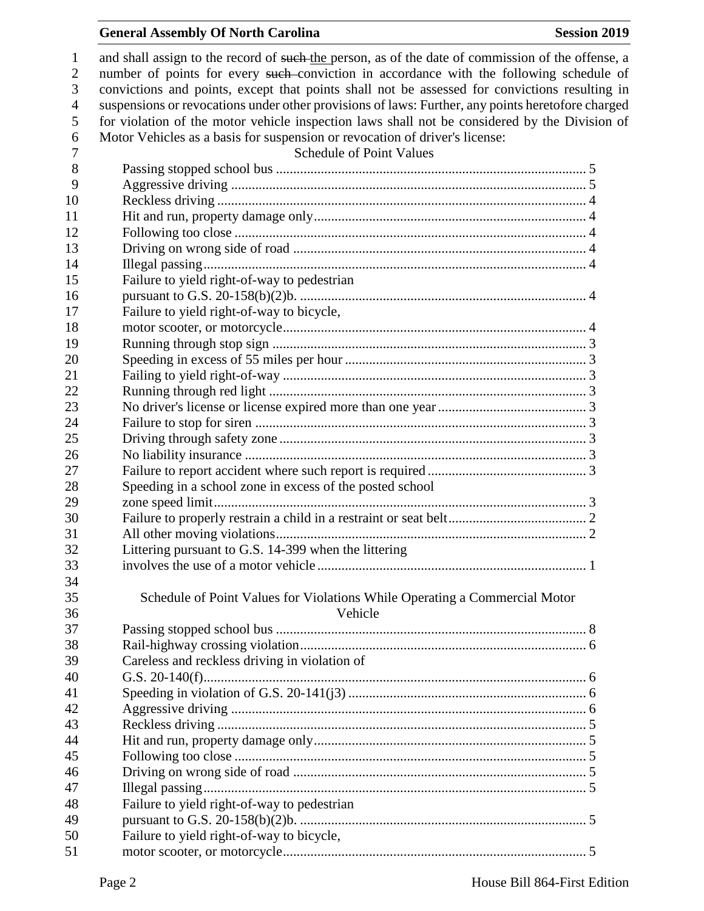and shall assign to the record of ~~such~~ the person, as of the date of commission of the offense, a number of points for every ~~such~~ conviction in accordance with the following schedule of convictions and points, except that points shall not be assessed for convictions resulting in suspensions or revocations under other provisions of laws: Further, any points heretofore charged for violation of the motor vehicle inspection laws shall not be considered by the Division of Motor Vehicles as a basis for suspension or revocation of driver's license:

Schedule of Point Values

| | |
|---|---|
| Passing stopped school bus | 5 |
| Aggressive driving | 5 |
| Reckless driving | 4 |
| Hit and run, property damage only | 4 |
| Following too close | 4 |
| Driving on wrong side of road | 4 |
| Illegal passing | 4 |
| Failure to yield right-of-way to pedestrian pursuant to G.S. 20-158(b)(2)b. | 4 |
| Failure to yield right-of-way to bicycle, motor scooter, or motorcycle | 4 |
| Running through stop sign | 3 |
| Speeding in excess of 55 miles per hour | 3 |
| Failing to yield right-of-way | 3 |
| Running through red light | 3 |
| No driver's license or license expired more than one year | 3 |
| Failure to stop for siren | 3 |
| Driving through safety zone | 3 |
| No liability insurance | 3 |
| Failure to report accident where such report is required | 3 |
| Speeding in a school zone in excess of the posted school zone speed limit | 3 |
| Failure to properly restrain a child in a restraint or seat belt | 2 |
| All other moving violations | 2 |
| Littering pursuant to G.S. 14-399 when the littering involves the use of a motor vehicle | 1 |

Schedule of Point Values for Violations While Operating a Commercial Motor Vehicle

| | |
|---|---|
| Passing stopped school bus | 8 |
| Rail-highway crossing violation | 6 |
| Careless and reckless driving in violation of G.S. 20-140(f) | 6 |
| Speeding in violation of G.S. 20-141(j3) | 6 |
| Aggressive driving | 6 |
| Reckless driving | 5 |
| Hit and run, property damage only | 5 |
| Following too close | 5 |
| Driving on wrong side of road | 5 |
| Illegal passing | 5 |
| Failure to yield right-of-way to pedestrian pursuant to G.S. 20-158(b)(2)b. | 5 |
| Failure to yield right-of-way to bicycle, motor scooter, or motorcycle | 5 |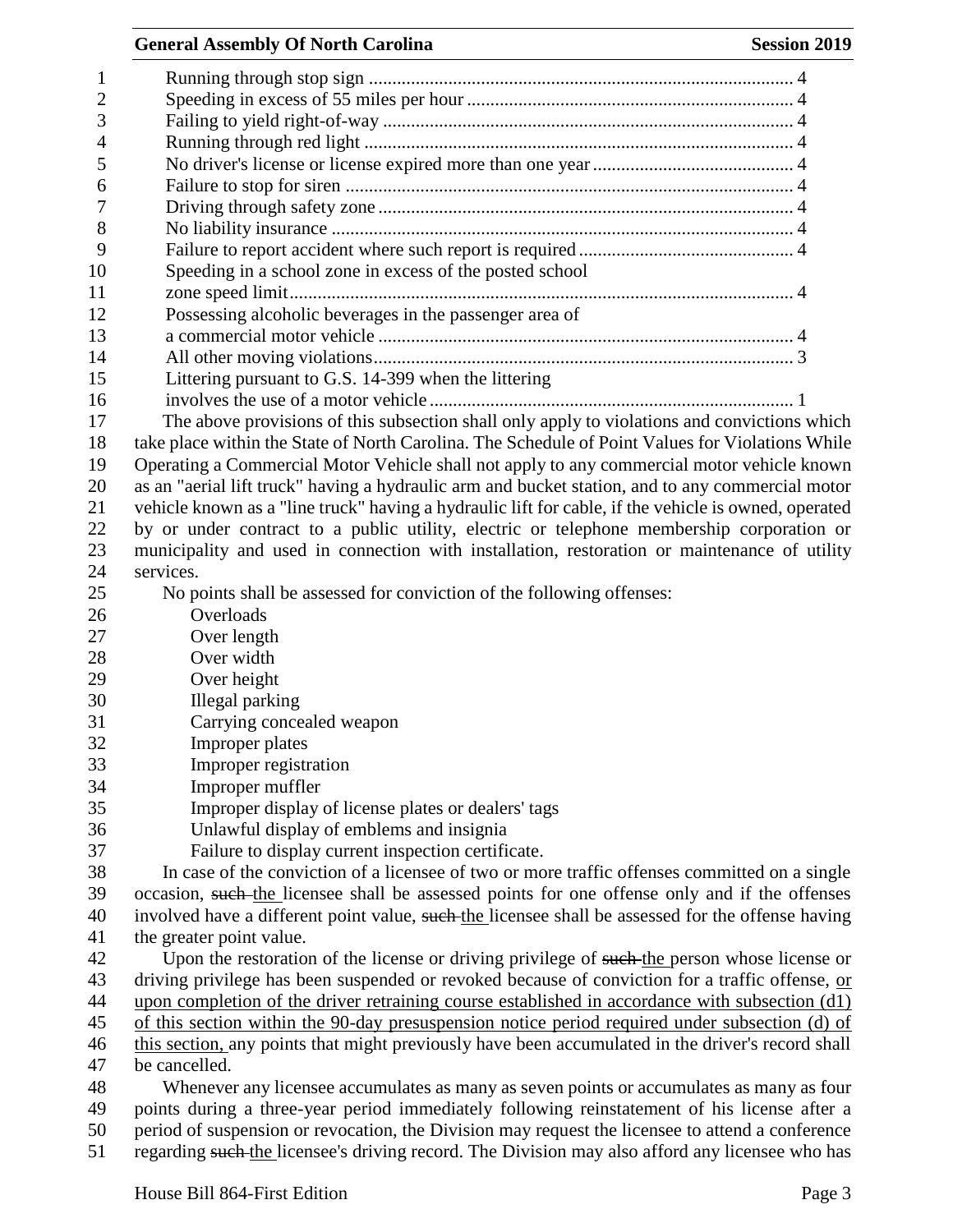Running through stop sign .......................................... 4
Speeding in excess of 55 miles per hour .......................................... 4
Failing to yield right-of-way .......................................... 4
Running through red light .......................................... 4
No driver's license or license expired more than one year .......................................... 4
Failure to stop for siren .......................................... 4
Driving through safety zone .......................................... 4
No liability insurance .......................................... 4
Failure to report accident where such report is required .......................................... 4
Speeding in a school zone in excess of the posted school zone speed limit .......................................... 4
Possessing alcoholic beverages in the passenger area of a commercial motor vehicle .......................................... 4
All other moving violations .......................................... 3
Littering pursuant to G.S. 14-399 when the littering involves the use of a motor vehicle .......................................... 1

The above provisions of this subsection shall only apply to violations and convictions which take place within the State of North Carolina. The Schedule of Point Values for Violations While Operating a Commercial Motor Vehicle shall not apply to any commercial motor vehicle known as an "aerial lift truck" having a hydraulic arm and bucket station, and to any commercial motor vehicle known as a "line truck" having a hydraulic lift for cable, if the vehicle is owned, operated by or under contract to a public utility, electric or telephone membership corporation or municipality and used in connection with installation, restoration or maintenance of utility services.

No points shall be assessed for conviction of the following offenses:

Overloads
Over length
Over width
Over height
Illegal parking
Carrying concealed weapon
Improper plates
Improper registration
Improper muffler
Improper display of license plates or dealers' tags
Unlawful display of emblems and insignia
Failure to display current inspection certificate.

In case of the conviction of a licensee of two or more traffic offenses committed on a single occasion, ~~such~~ the licensee shall be assessed points for one offense only and if the offenses involved have a different point value, ~~such~~ the licensee shall be assessed for the offense having the greater point value.

Upon the restoration of the license or driving privilege of ~~such~~ the person whose license or driving privilege has been suspended or revoked because of conviction for a traffic offense, <u>or upon completion of the driver retraining course established in accordance with subsection (d1) of this section within the 90-day presuspension notice period required under subsection (d) of this section,</u> any points that might previously have been accumulated in the driver's record shall be cancelled.

Whenever any licensee accumulates as many as seven points or accumulates as many as four points during a three-year period immediately following reinstatement of his license after a period of suspension or revocation, the Division may request the licensee to attend a conference regarding ~~such~~ the licensee's driving record. The Division may also afford any licensee who has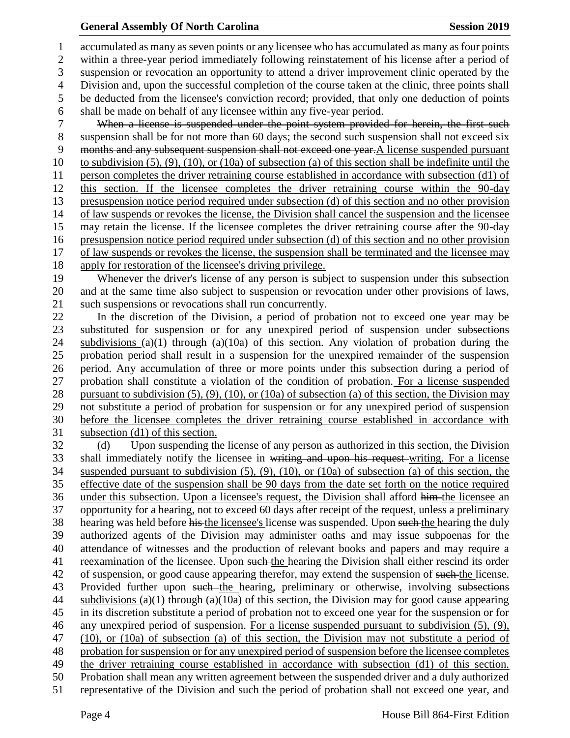accumulated as many as seven points or any licensee who has accumulated as many as four points within a three-year period immediately following reinstatement of his license after a period of suspension or revocation an opportunity to attend a driver improvement clinic operated by the Division and, upon the successful completion of the course taken at the clinic, three points shall be deducted from the licensee's conviction record; provided, that only one deduction of points shall be made on behalf of any licensee within any five-year period.

~~When a license is suspended under the point system provided for herein, the first such suspension shall be for not more than 60 days; the second such suspension shall not exceed six months and any subsequent suspension shall not exceed one year.~~A license suspended pursuant to subdivision (5), (9), (10), or (10a) of subsection (a) of this section shall be indefinite until the person completes the driver retraining course established in accordance with subsection (d1) of this section. If the licensee completes the driver retraining course within the 90-day presuspension notice period required under subsection (d) of this section and no other provision of law suspends or revokes the license, the Division shall cancel the suspension and the licensee may retain the license. If the licensee completes the driver retraining course after the 90-day presuspension notice period required under subsection (d) of this section and no other provision of law suspends or revokes the license, the suspension shall be terminated and the licensee may apply for restoration of the licensee's driving privilege.

Whenever the driver's license of any person is subject to suspension under this subsection and at the same time also subject to suspension or revocation under other provisions of laws, such suspensions or revocations shall run concurrently.

In the discretion of the Division, a period of probation not to exceed one year may be substituted for suspension or for any unexpired period of suspension under ~~subsections~~ subdivisions (a)(1) through (a)(10a) of this section. Any violation of probation during the probation period shall result in a suspension for the unexpired remainder of the suspension period. Any accumulation of three or more points under this subsection during a period of probation shall constitute a violation of the condition of probation. For a license suspended pursuant to subdivision (5), (9), (10), or (10a) of subsection (a) of this section, the Division may not substitute a period of probation for suspension or for any unexpired period of suspension before the licensee completes the driver retraining course established in accordance with subsection (d1) of this section.

(d) Upon suspending the license of any person as authorized in this section, the Division shall immediately notify the licensee in ~~writing and upon his request~~ writing. For a license suspended pursuant to subdivision (5), (9), (10), or (10a) of subsection (a) of this section, the effective date of the suspension shall be 90 days from the date set forth on the notice required under this subsection. Upon a licensee's request, the Division shall afford ~~him~~ the licensee an opportunity for a hearing, not to exceed 60 days after receipt of the request, unless a preliminary hearing was held before ~~his~~ the licensee's license was suspended. Upon ~~such~~ the hearing the duly authorized agents of the Division may administer oaths and may issue subpoenas for the attendance of witnesses and the production of relevant books and papers and may require a reexamination of the licensee. Upon ~~such~~ the hearing the Division shall either rescind its order of suspension, or good cause appearing therefor, may extend the suspension of ~~such~~ the license. Provided further upon ~~such~~ the hearing, preliminary or otherwise, involving ~~subsections~~ subdivisions (a)(1) through (a)(10a) of this section, the Division may for good cause appearing in its discretion substitute a period of probation not to exceed one year for the suspension or for any unexpired period of suspension. For a license suspended pursuant to subdivision (5), (9), (10), or (10a) of subsection (a) of this section, the Division may not substitute a period of probation for suspension or for any unexpired period of suspension before the licensee completes the driver retraining course established in accordance with subsection (d1) of this section. Probation shall mean any written agreement between the suspended driver and a duly authorized representative of the Division and ~~such~~ the period of probation shall not exceed one year, and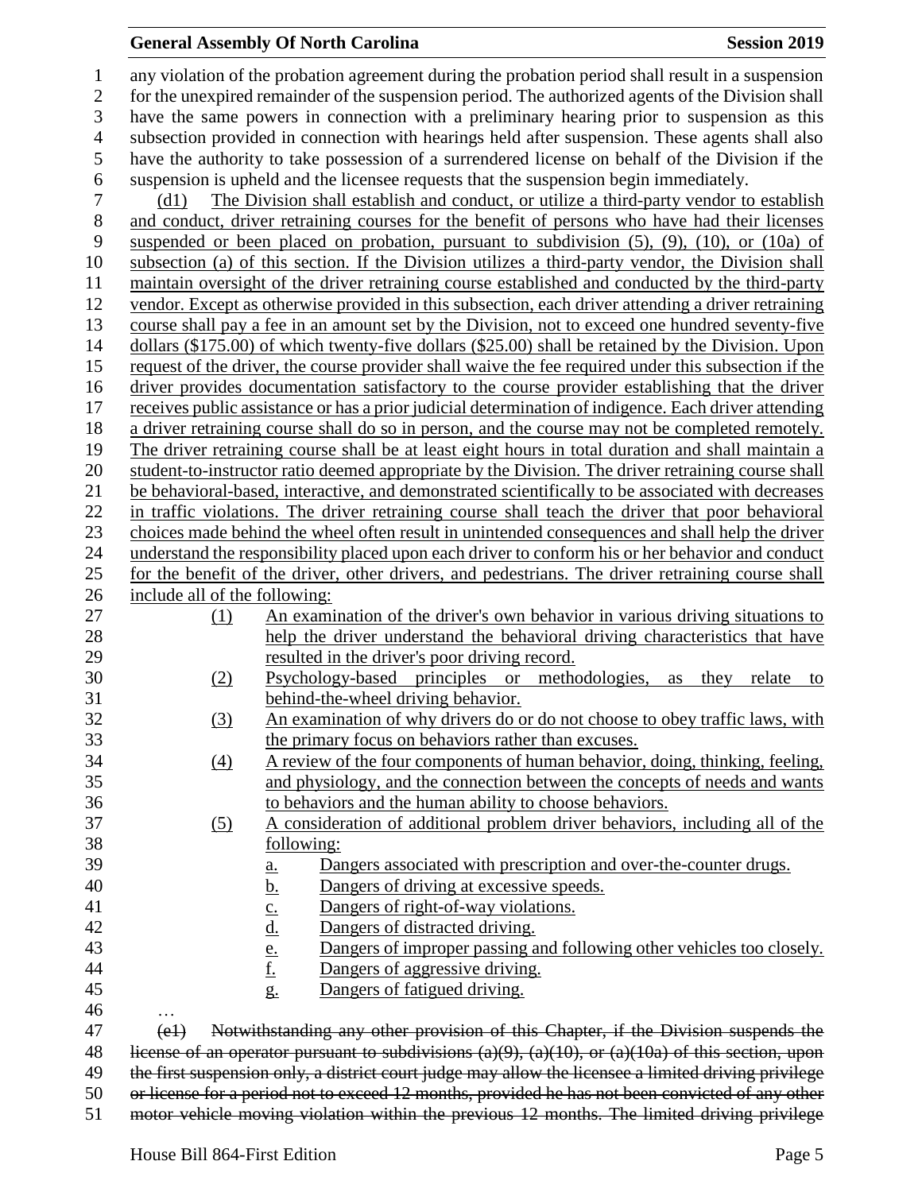any violation of the probation agreement during the probation period shall result in a suspension for the unexpired remainder of the suspension period. The authorized agents of the Division shall have the same powers in connection with a preliminary hearing prior to suspension as this subsection provided in connection with hearings held after suspension. These agents shall also have the authority to take possession of a surrendered license on behalf of the Division if the suspension is upheld and the licensee requests that the suspension begin immediately.

(d1) The Division shall establish and conduct, or utilize a third-party vendor to establish and conduct, driver retraining courses for the benefit of persons who have had their licenses suspended or been placed on probation, pursuant to subdivision (5), (9), (10), or (10a) of subsection (a) of this section. If the Division utilizes a third-party vendor, the Division shall maintain oversight of the driver retraining course established and conducted by the third-party vendor. Except as otherwise provided in this subsection, each driver attending a driver retraining course shall pay a fee in an amount set by the Division, not to exceed one hundred seventy-five dollars ($175.00) of which twenty-five dollars ($25.00) shall be retained by the Division. Upon request of the driver, the course provider shall waive the fee required under this subsection if the driver provides documentation satisfactory to the course provider establishing that the driver receives public assistance or has a prior judicial determination of indigence. Each driver attending a driver retraining course shall do so in person, and the course may not be completed remotely. The driver retraining course shall be at least eight hours in total duration and shall maintain a student-to-instructor ratio deemed appropriate by the Division. The driver retraining course shall be behavioral-based, interactive, and demonstrated scientifically to be associated with decreases in traffic violations. The driver retraining course shall teach the driver that poor behavioral choices made behind the wheel often result in unintended consequences and shall help the driver understand the responsibility placed upon each driver to conform his or her behavior and conduct for the benefit of the driver, other drivers, and pedestrians. The driver retraining course shall include all of the following:

(1) An examination of the driver's own behavior in various driving situations to help the driver understand the behavioral driving characteristics that have resulted in the driver's poor driving record.

(2) Psychology-based principles or methodologies, as they relate to behind-the-wheel driving behavior.

(3) An examination of why drivers do or do not choose to obey traffic laws, with the primary focus on behaviors rather than excuses.

(4) A review of the four components of human behavior, doing, thinking, feeling, and physiology, and the connection between the concepts of needs and wants to behaviors and the human ability to choose behaviors.

(5) A consideration of additional problem driver behaviors, including all of the following:

a. Dangers associated with prescription and over-the-counter drugs.

b. Dangers of driving at excessive speeds.

c. Dangers of right-of-way violations.

d. Dangers of distracted driving.

e. Dangers of improper passing and following other vehicles too closely.

f. Dangers of aggressive driving.

g. Dangers of fatigued driving.

…

~~(e1) Notwithstanding any other provision of this Chapter, if the Division suspends the license of an operator pursuant to subdivisions (a)(9), (a)(10), or (a)(10a) of this section, upon the first suspension only, a district court judge may allow the licensee a limited driving privilege or license for a period not to exceed 12 months, provided he has not been convicted of any other motor vehicle moving violation within the previous 12 months. The limited driving privilege~~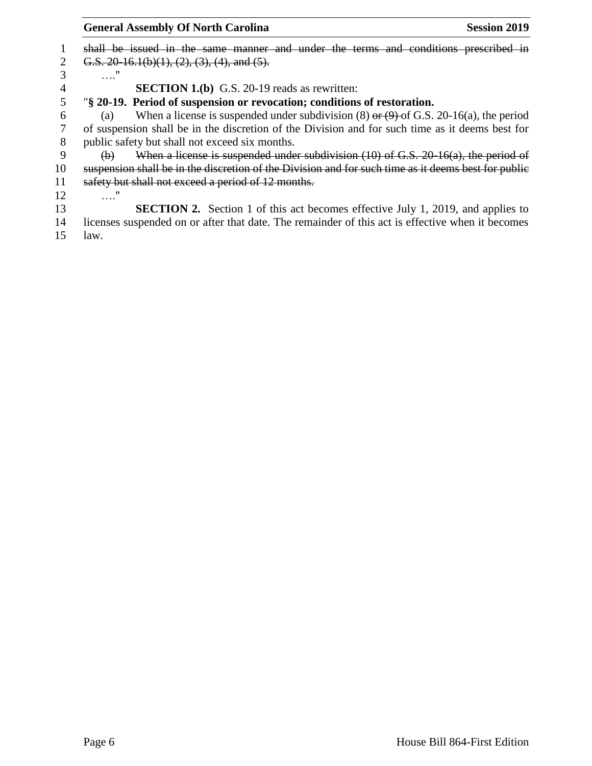~~shall be issued in the same manner and under the terms and conditions prescribed in G.S. 20-16.1(b)(1), (2), (3), (4), and (5).~~

…."

**SECTION 1.(b)** G.S. 20-19 reads as rewritten:

"**§ 20-19. Period of suspension or revocation; conditions of restoration.**

(a) When a license is suspended under subdivision (8) ~~or (9)~~ of G.S. 20-16(a), the period of suspension shall be in the discretion of the Division and for such time as it deems best for public safety but shall not exceed six months.

~~(b) When a license is suspended under subdivision (10) of G.S. 20-16(a), the period of suspension shall be in the discretion of the Division and for such time as it deems best for public safety but shall not exceed a period of 12 months.~~

…."

**SECTION 2.** Section 1 of this act becomes effective July 1, 2019, and applies to licenses suspended on or after that date. The remainder of this act is effective when it becomes law.